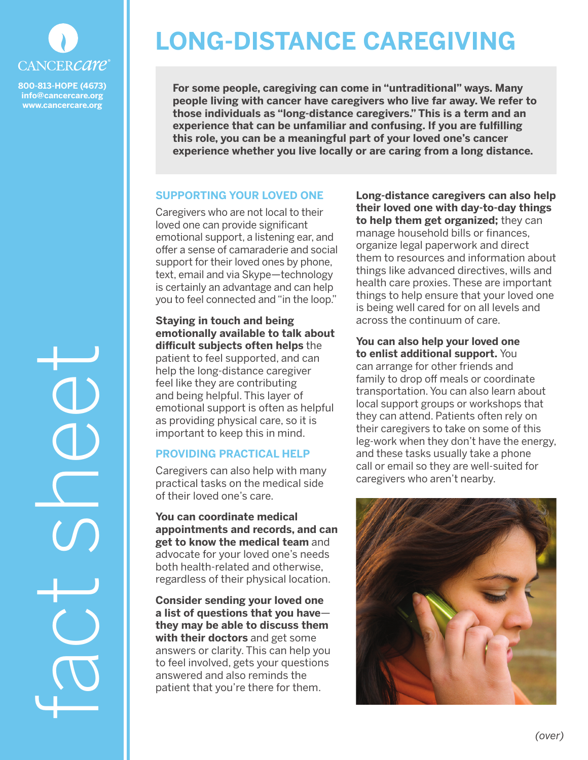CANCERcare®

800-813-HOPE (4673)
info@cancercare.org
www.cancercare.org

fact sheet

# LONG-DISTANCE CAREGIVING

**For some people, caregiving can come in "untraditional" ways. Many people living with cancer have caregivers who live far away. We refer to those individuals as "long-distance caregivers." This is a term and an experience that can be unfamiliar and confusing. If you are fulfilling this role, you can be a meaningful part of your loved one's cancer experience whether you live locally or are caring from a long distance.**

## SUPPORTING YOUR LOVED ONE

Caregivers who are not local to their loved one can provide significant emotional support, a listening ear, and offer a sense of camaraderie and social support for their loved ones by phone, text, email and via Skype—technology is certainly an advantage and can help you to feel connected and "in the loop."

**Staying in touch and being emotionally available to talk about difficult subjects often helps** the patient to feel supported, and can help the long-distance caregiver feel like they are contributing and being helpful. This layer of emotional support is often as helpful as providing physical care, so it is important to keep this in mind.

## PROVIDING PRACTICAL HELP

Caregivers can also help with many practical tasks on the medical side of their loved one's care.

**You can coordinate medical appointments and records, and can get to know the medical team** and advocate for your loved one's needs both health-related and otherwise, regardless of their physical location.

**Consider sending your loved one a list of questions that you have—they may be able to discuss them with their doctors** and get some answers or clarity. This can help you to feel involved, gets your questions answered and also reminds the patient that you're there for them.

**Long-distance caregivers can also help their loved one with day-to-day things to help them get organized;** they can manage household bills or finances, organize legal paperwork and direct them to resources and information about things like advanced directives, wills and health care proxies. These are important things to help ensure that your loved one is being well cared for on all levels and across the continuum of care.

**You can also help your loved one to enlist additional support.** You can arrange for other friends and family to drop off meals or coordinate transportation. You can also learn about local support groups or workshops that they can attend. Patients often rely on their caregivers to take on some of this leg-work when they don't have the energy, and these tasks usually take a phone call or email so they are well-suited for caregivers who aren't nearby.

*(over)*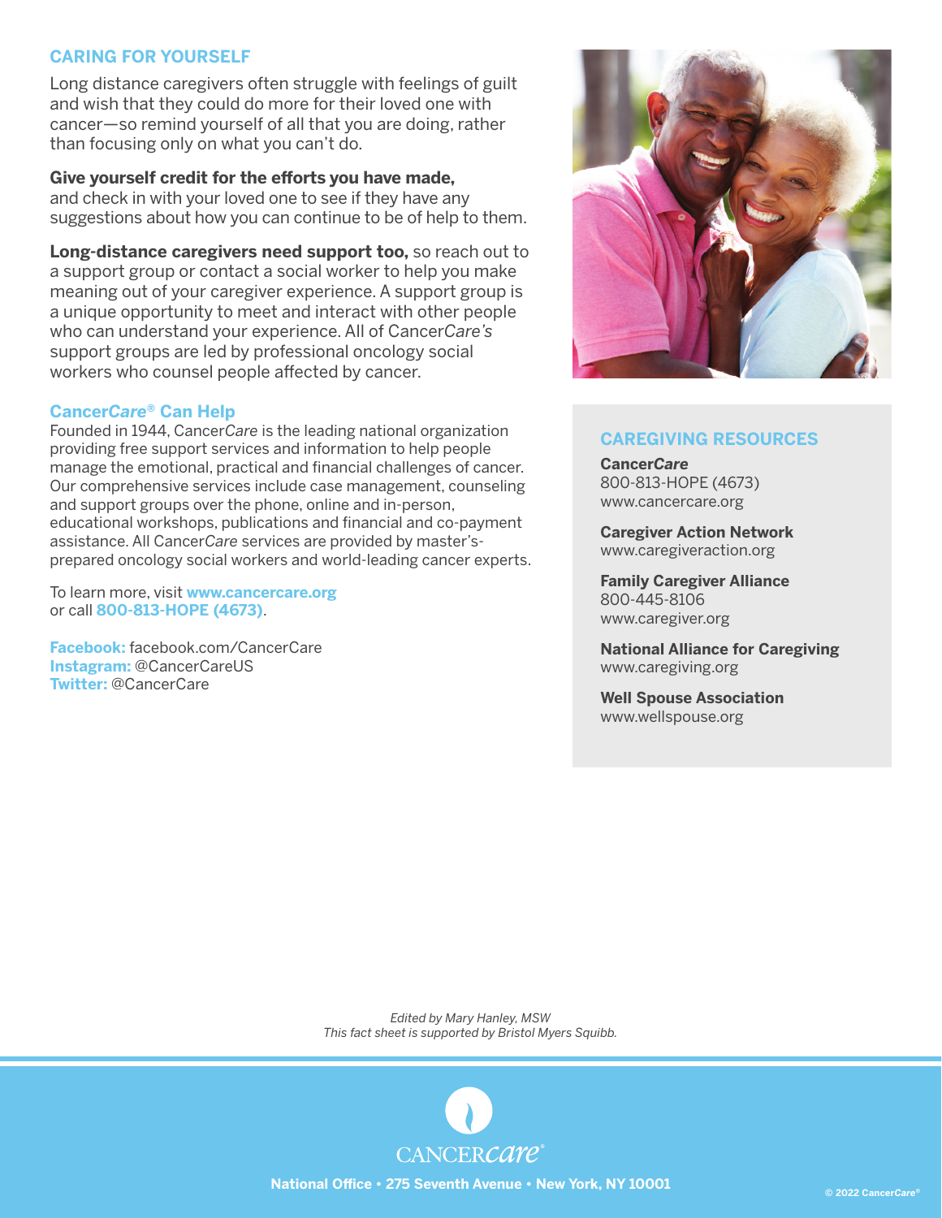## CARING FOR YOURSELF

Long distance caregivers often struggle with feelings of guilt and wish that they could do more for their loved one with cancer—so remind yourself of all that you are doing, rather than focusing only on what you can't do.

**Give yourself credit for the efforts you have made,** and check in with your loved one to see if they have any suggestions about how you can continue to be of help to them.

**Long-distance caregivers need support too,** so reach out to a support group or contact a social worker to help you make meaning out of your caregiver experience. A support group is a unique opportunity to meet and interact with other people who can understand your experience. All of Cancer*Care's* support groups are led by professional oncology social workers who counsel people affected by cancer.

### Cancer*Care*® Can Help

Founded in 1944, Cancer*Care* is the leading national organization providing free support services and information to help people manage the emotional, practical and financial challenges of cancer. Our comprehensive services include case management, counseling and support groups over the phone, online and in-person, educational workshops, publications and financial and co-payment assistance. All Cancer*Care* services are provided by master's-prepared oncology social workers and world-leading cancer experts.

To learn more, visit **www.cancercare.org** or call **800-813-HOPE (4673)**.

**Facebook:** facebook.com/CancerCare
**Instagram:** @CancerCareUS
**Twitter:** @CancerCare

## CAREGIVING RESOURCES

**Cancer*Care***
800-813-HOPE (4673)
www.cancercare.org

**Caregiver Action Network**
www.caregiveraction.org

**Family Caregiver Alliance**
800-445-8106
www.caregiver.org

**National Alliance for Caregiving**
www.caregiving.org

**Well Spouse Association**
www.wellspouse.org

*Edited by Mary Hanley, MSW*
*This fact sheet is supported by Bristol Myers Squibb.*

CANCER*care*®

**National Office • 275 Seventh Avenue • New York, NY 10001**

© 2022 CancerCare®